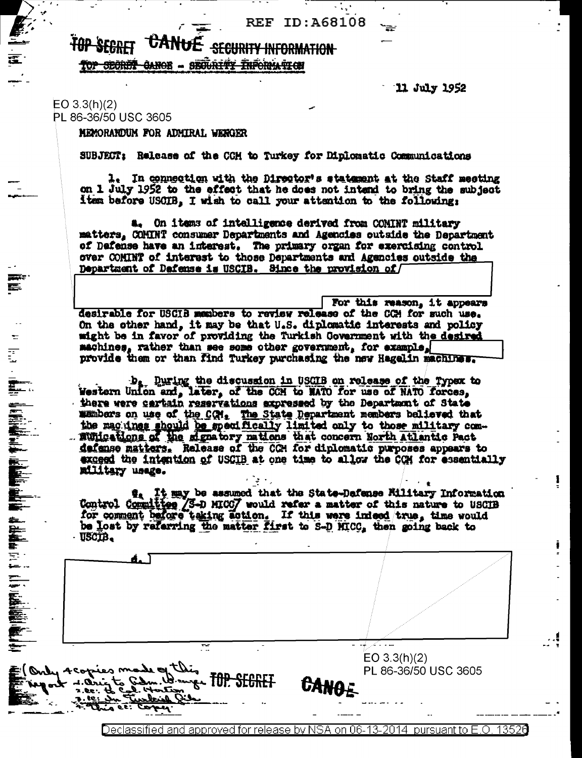REF ID:A68108

TOP SECRET CANOE SECURITY INFORMATION

TOP SECRET CANOE - SECURITY INFORMATION

11 July 1952

EO 3.3(h)(2)
PL 86-36/50 USC 3605

MEMORANDUM FOR ADMIRAL WENGER

SUBJECT: Release of the CCM to Turkey for Diplomatic Communications

1. In connection with the Director's statement at the Staff meeting on 1 July 1952 to the effect that he does not intend to bring the subject item before USCIB, I wish to call your attention to the following:

a. On items of intelligence derived from COMINT military matters, COMINT consumer Departments and Agencies outside the Department of Defense have an interest. The primary organ for exercising control over COMINT of interest to those Departments and Agencies outside the Department of Defense is USCIB. Since the provision of [REDACTED] For this reason, it appears desirable for USCIB members to review release of the CCM for such use. On the other hand, it may be that U.S. diplomatic interests and policy might be in favor of providing the Turkish Government with the desired machines, rather than see some other government, for example, [REDACTED] provide them or than find Turkey purchasing the new Hagelin machines.

b. During the discussion in USCIB on release of the Typex to Western Union and, later, of the CCM to NATO for use of NATO forces, there were certain reservations expressed by the Department of State members on use of the CCM. The State Department members believed that the machines should be specifically limited only to those military communications of the signatory nations that concern North Atlantic Pact defense matters. Release of the CCM for diplomatic purposes appears to exceed the intention of USCIB at one time to allow the CCM for essentially military usage.

c. It may be assumed that the State-Defense Military Information Control Committee /S-D MICC/ would refer a matter of this nature to USCIB for comment before taking action. If this were indeed true, time would be lost by referring the matter first to S-D MICC, then going back to USCIB.

d. [REDACTED]

(Only 4 copies made of this report 1. Orig to Adm. Wenger 2. cc: to Col. Horton 3. cc: In Turkish file 4. This cc: Copy)

TOP SECRET CANOE

EO 3.3(h)(2)
PL 86-36/50 USC 3605

Declassified and approved for release by NSA on 06-13-2014 pursuant to E.O. 13526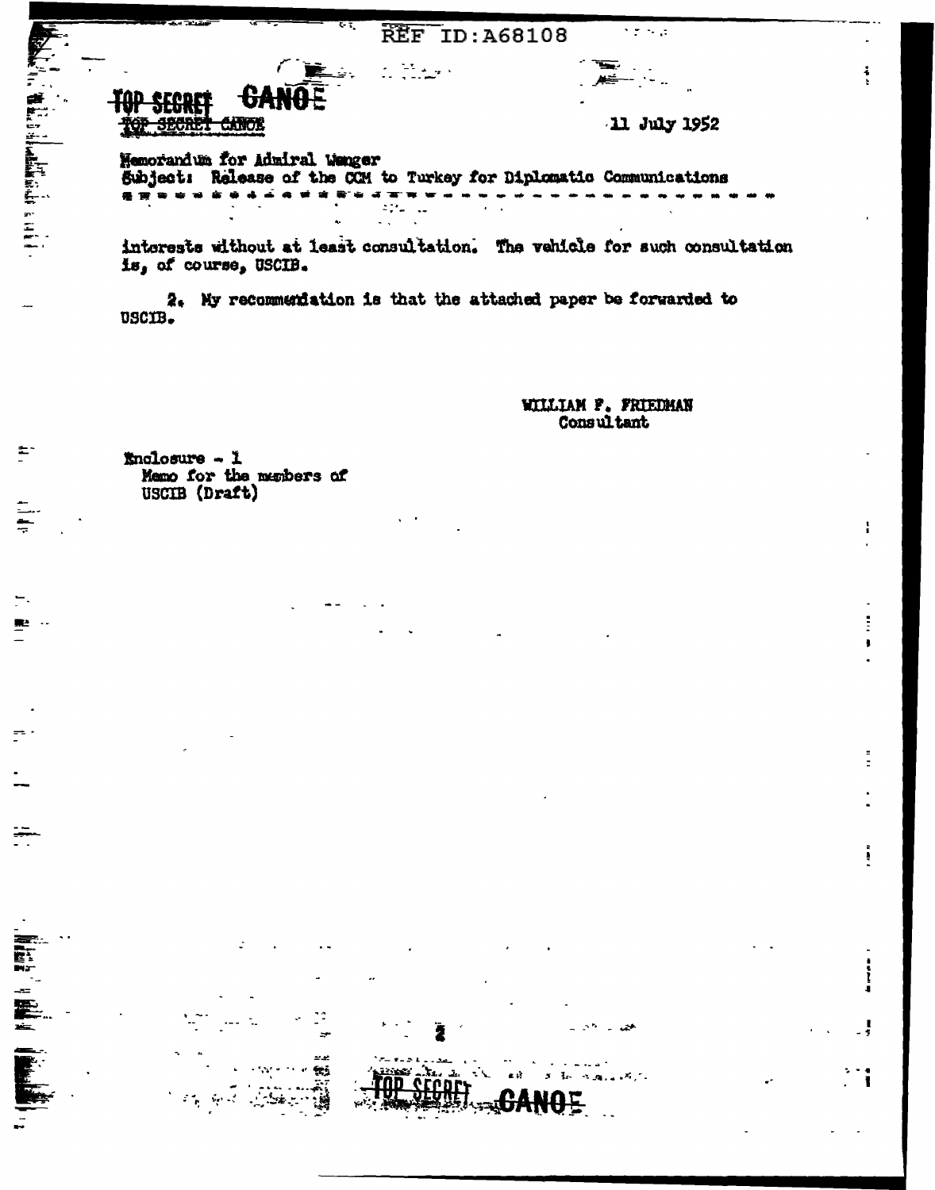TOP SECRET CANOE

~~TOP SECRET CANOE~~

11 July 1952

Memorandum for Admiral Wenger
Subject: Release of the CCM to Turkey for Diplomatic Communications

interests without at least consultation. The vehicle for such consultation is, of course, USCIB.

2. My recommendation is that the attached paper be forwarded to USCIB.

WILLIAM F. FRIEDMAN
Consultant

Enclosure - 1
Memo for the members of
USCIB (Draft)

TOP SECRET CANOE